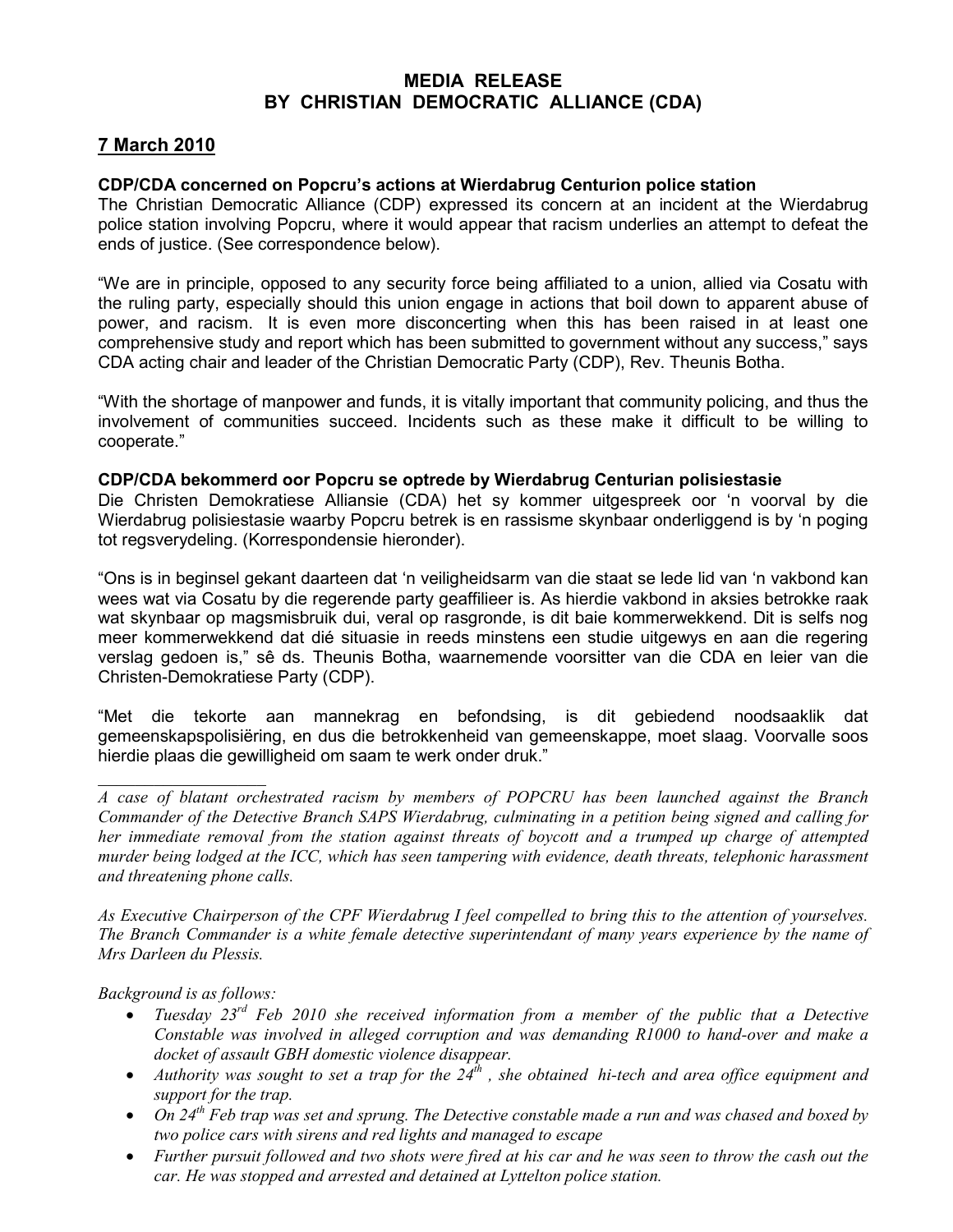# MEDIA RELEASE
# BY CHRISTIAN DEMOCRATIC ALLIANCE (CDA)

## 7 March 2010

**CDP/CDA concerned on Popcru's actions at Wierdabrug Centurion police station**
The Christian Democratic Alliance (CDP) expressed its concern at an incident at the Wierdabrug police station involving Popcru, where it would appear that racism underlies an attempt to defeat the ends of justice. (See correspondence below).

"We are in principle, opposed to any security force being affiliated to a union, allied via Cosatu with the ruling party, especially should this union engage in actions that boil down to apparent abuse of power, and racism. It is even more disconcerting when this has been raised in at least one comprehensive study and report which has been submitted to government without any success," says CDA acting chair and leader of the Christian Democratic Party (CDP), Rev. Theunis Botha.

"With the shortage of manpower and funds, it is vitally important that community policing, and thus the involvement of communities succeed. Incidents such as these make it difficult to be willing to cooperate."

**CDP/CDA bekommerd oor Popcru se optrede by Wierdabrug Centurian polisiestasie**
Die Christen Demokratiese Alliansie (CDA) het sy kommer uitgespreek oor 'n voorval by die Wierdabrug polisiestasie waarby Popcru betrek is en rassisme skynbaar onderliggend is by 'n poging tot regsverydeling. (Korrespondensie hieronder).

"Ons is in beginsel gekant daarteen dat 'n veiligheidsarm van die staat se lede lid van 'n vakbond kan wees wat via Cosatu by die regerende party geaffilieer is. As hierdie vakbond in aksies betrokke raak wat skynbaar op magsmisbruik dui, veral op rasgronde, is dit baie kommerwekkend. Dit is selfs nog meer kommerwekkend dat dié situasie in reeds minstens een studie uitgewys en aan die regering verslag gedoen is," sê ds. Theunis Botha, waarnemende voorsitter van die CDA en leier van die Christen-Demokratiese Party (CDP).

"Met die tekorte aan mannekrag en befondsing, is dit gebiedend noodsaaklik dat gemeenskapspolisiëring, en dus die betrokkenheid van gemeenskappe, moet slaag. Voorvalle soos hierdie plaas die gewilligheid om saam te werk onder druk."

---

*A case of blatant orchestrated racism by members of POPCRU has been launched against the Branch Commander of the Detective Branch SAPS Wierdabrug, culminating in a petition being signed and calling for her immediate removal from the station against threats of boycott and a trumped up charge of attempted murder being lodged at the ICC, which has seen tampering with evidence, death threats, telephonic harassment and threatening phone calls.*

*As Executive Chairperson of the CPF Wierdabrug I feel compelled to bring this to the attention of yourselves. The Branch Commander is a white female detective superintendant of many years experience by the name of Mrs Darleen du Plessis.*

*Background is as follows:*

- *Tuesday 23rd Feb 2010 she received information from a member of the public that a Detective Constable was involved in alleged corruption and was demanding R1000 to hand-over and make a docket of assault GBH domestic violence disappear.*
- *Authority was sought to set a trap for the 24th , she obtained hi-tech and area office equipment and support for the trap.*
- *On 24th Feb trap was set and sprung. The Detective constable made a run and was chased and boxed by two police cars with sirens and red lights and managed to escape*
- *Further pursuit followed and two shots were fired at his car and he was seen to throw the cash out the car. He was stopped and arrested and detained at Lyttelton police station.*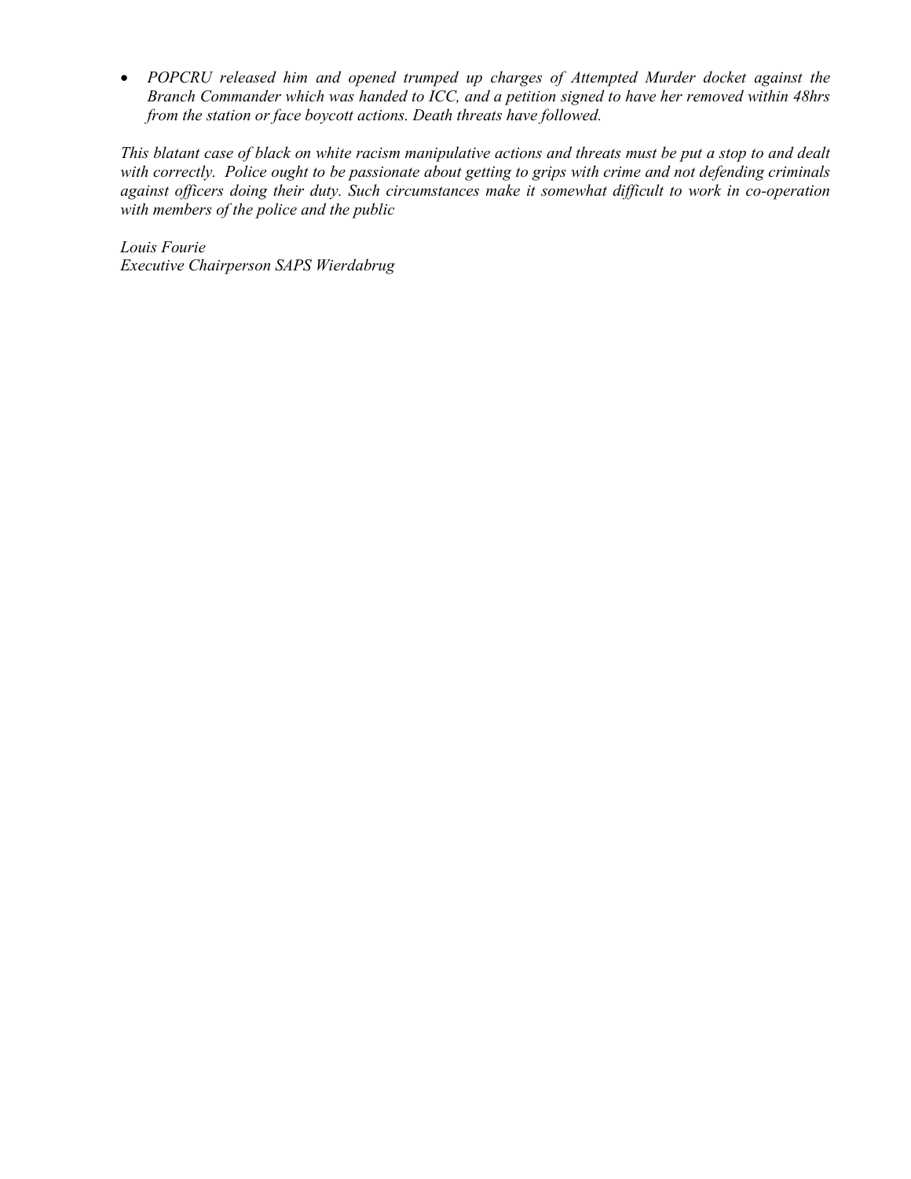- *POPCRU released him and opened trumped up charges of Attempted Murder docket against the Branch Commander which was handed to ICC, and a petition signed to have her removed within 48hrs from the station or face boycott actions. Death threats have followed.*

*This blatant case of black on white racism manipulative actions and threats must be put a stop to and dealt with correctly. Police ought to be passionate about getting to grips with crime and not defending criminals against officers doing their duty. Such circumstances make it somewhat difficult to work in co-operation with members of the police and the public*

*Louis Fourie*
*Executive Chairperson SAPS Wierdabrug*